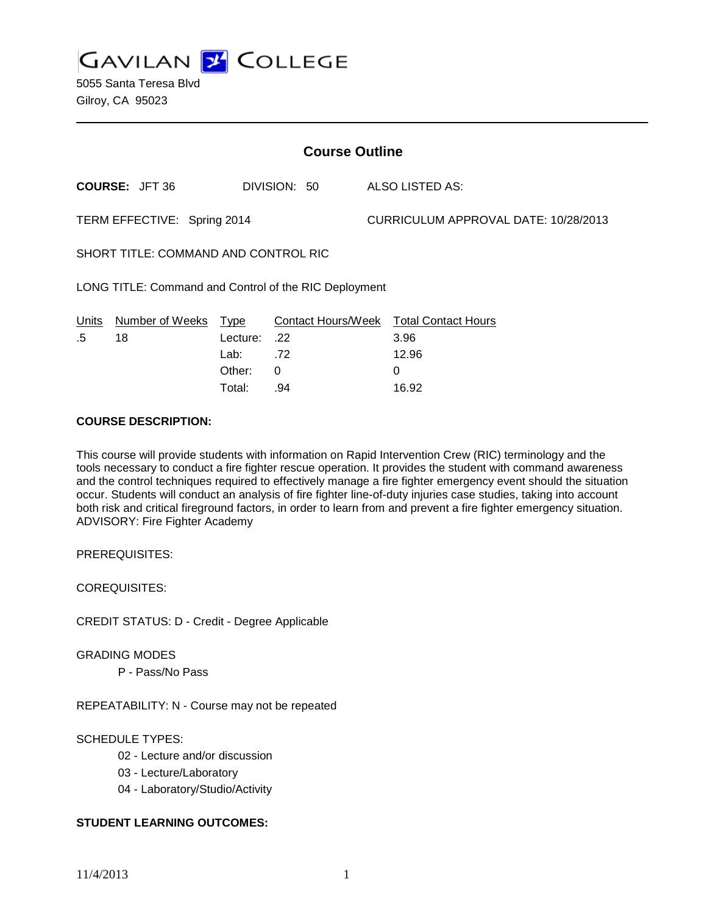# GAVILAN COLLEGE

5055 Santa Teresa Blvd
Gilroy, CA 95023

## Course Outline

**COURSE:** JFT 36 DIVISION: 50 ALSO LISTED AS:

TERM EFFECTIVE: Spring 2014 CURRICULUM APPROVAL DATE: 10/28/2013

SHORT TITLE: COMMAND AND CONTROL RIC

LONG TITLE: Command and Control of the RIC Deployment

| Units | Number of Weeks | Type | Contact Hours/Week | Total Contact Hours |
|---|---|---|---|---|
| .5 | 18 | Lecture: | .22 | 3.96 |
| | | Lab: | .72 | 12.96 |
| | | Other: | 0 | 0 |
| | | Total: | .94 | 16.92 |

**COURSE DESCRIPTION:**

This course will provide students with information on Rapid Intervention Crew (RIC) terminology and the tools necessary to conduct a fire fighter rescue operation. It provides the student with command awareness and the control techniques required to effectively manage a fire fighter emergency event should the situation occur. Students will conduct an analysis of fire fighter line-of-duty injuries case studies, taking into account both risk and critical fireground factors, in order to learn from and prevent a fire fighter emergency situation. ADVISORY: Fire Fighter Academy

PREREQUISITES:

COREQUISITES:

CREDIT STATUS: D - Credit - Degree Applicable

GRADING MODES

P - Pass/No Pass

REPEATABILITY: N - Course may not be repeated

SCHEDULE TYPES:

02 - Lecture and/or discussion
03 - Lecture/Laboratory
04 - Laboratory/Studio/Activity

**STUDENT LEARNING OUTCOMES:**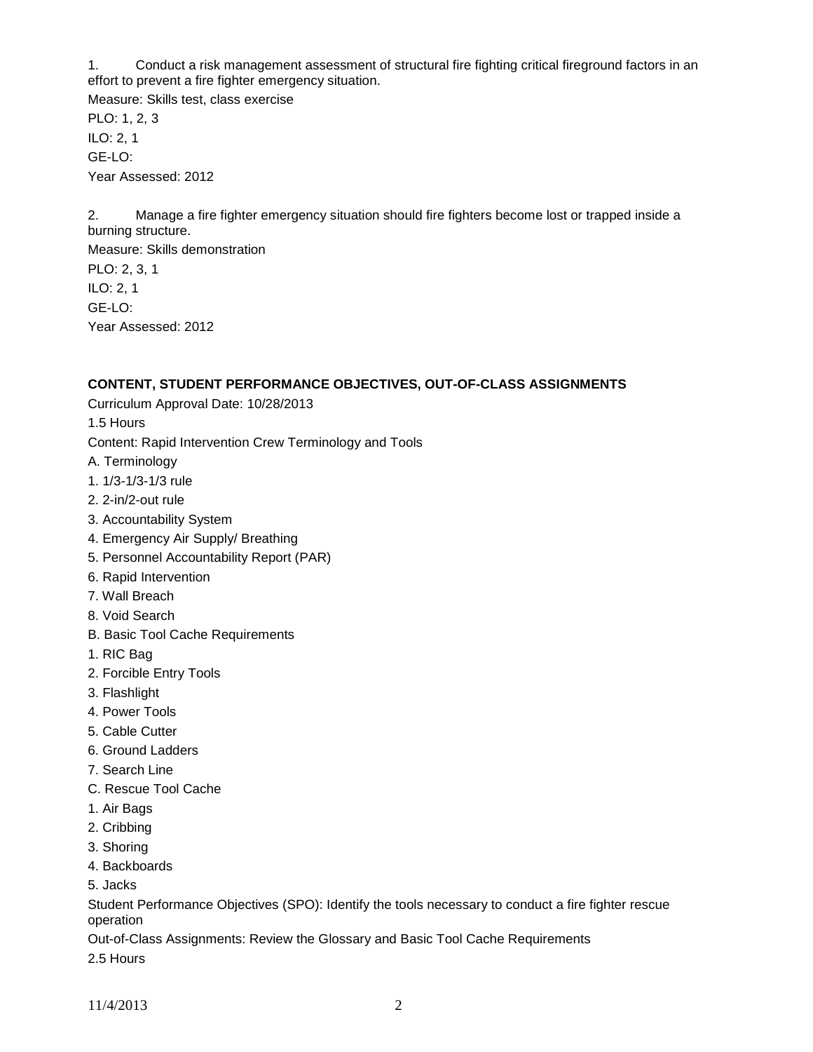1. Conduct a risk management assessment of structural fire fighting critical fireground factors in an effort to prevent a fire fighter emergency situation.

Measure: Skills test, class exercise

PLO: 1, 2, 3

ILO: 2, 1

GE-LO:

Year Assessed: 2012

2. Manage a fire fighter emergency situation should fire fighters become lost or trapped inside a burning structure.

Measure: Skills demonstration

PLO: 2, 3, 1

ILO: 2, 1

GE-LO:

Year Assessed: 2012

**CONTENT, STUDENT PERFORMANCE OBJECTIVES, OUT-OF-CLASS ASSIGNMENTS**

Curriculum Approval Date: 10/28/2013

1.5 Hours

Content: Rapid Intervention Crew Terminology and Tools

A. Terminology

1. 1/3-1/3-1/3 rule
2. 2-in/2-out rule
3. Accountability System
4. Emergency Air Supply/ Breathing
5. Personnel Accountability Report (PAR)
6. Rapid Intervention
7. Wall Breach
8. Void Search

B. Basic Tool Cache Requirements

1. RIC Bag
2. Forcible Entry Tools
3. Flashlight
4. Power Tools
5. Cable Cutter
6. Ground Ladders
7. Search Line

C. Rescue Tool Cache

1. Air Bags
2. Cribbing
3. Shoring
4. Backboards
5. Jacks

Student Performance Objectives (SPO): Identify the tools necessary to conduct a fire fighter rescue operation

Out-of-Class Assignments: Review the Glossary and Basic Tool Cache Requirements

2.5 Hours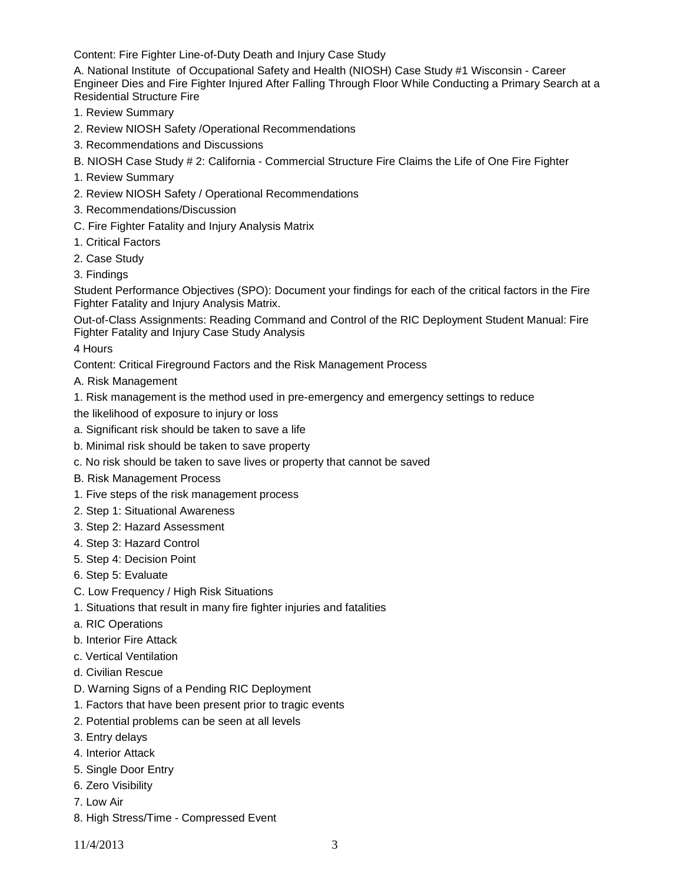Content: Fire Fighter Line-of-Duty Death and Injury Case Study

A. National Institute of Occupational Safety and Health (NIOSH) Case Study #1 Wisconsin - Career Engineer Dies and Fire Fighter Injured After Falling Through Floor While Conducting a Primary Search at a Residential Structure Fire

1. Review Summary
2. Review NIOSH Safety /Operational Recommendations
3. Recommendations and Discussions

B. NIOSH Case Study # 2: California - Commercial Structure Fire Claims the Life of One Fire Fighter

1. Review Summary
2. Review NIOSH Safety / Operational Recommendations
3. Recommendations/Discussion

C. Fire Fighter Fatality and Injury Analysis Matrix

1. Critical Factors
2. Case Study
3. Findings

Student Performance Objectives (SPO): Document your findings for each of the critical factors in the Fire Fighter Fatality and Injury Analysis Matrix.

Out-of-Class Assignments: Reading Command and Control of the RIC Deployment Student Manual: Fire Fighter Fatality and Injury Case Study Analysis

4 Hours

Content: Critical Fireground Factors and the Risk Management Process

A. Risk Management

1. Risk management is the method used in pre-emergency and emergency settings to reduce the likelihood of exposure to injury or loss

a. Significant risk should be taken to save a life

b. Minimal risk should be taken to save property

c. No risk should be taken to save lives or property that cannot be saved

B. Risk Management Process

1. Five steps of the risk management process
2. Step 1: Situational Awareness
3. Step 2: Hazard Assessment
4. Step 3: Hazard Control
5. Step 4: Decision Point
6. Step 5: Evaluate

C. Low Frequency / High Risk Situations

1. Situations that result in many fire fighter injuries and fatalities

a. RIC Operations

b. Interior Fire Attack

c. Vertical Ventilation

d. Civilian Rescue

D. Warning Signs of a Pending RIC Deployment

1. Factors that have been present prior to tragic events
2. Potential problems can be seen at all levels
3. Entry delays
4. Interior Attack
5. Single Door Entry
6. Zero Visibility
7. Low Air
8. High Stress/Time - Compressed Event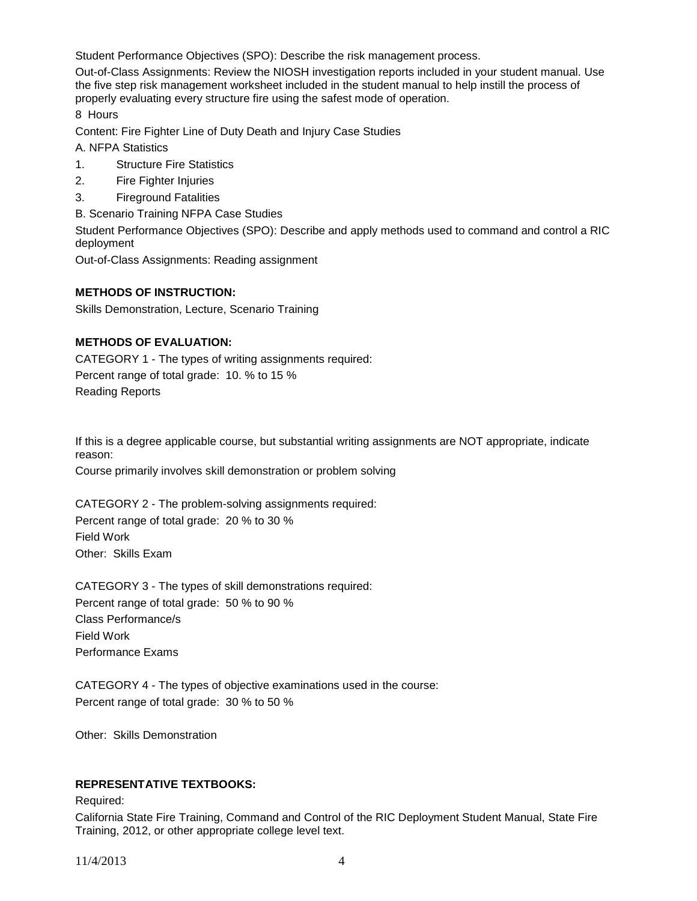Student Performance Objectives (SPO): Describe the risk management process.

Out-of-Class Assignments: Review the NIOSH investigation reports included in your student manual. Use the five step risk management worksheet included in the student manual to help instill the process of properly evaluating every structure fire using the safest mode of operation.

8 Hours

Content: Fire Fighter Line of Duty Death and Injury Case Studies

A. NFPA Statistics

1. Structure Fire Statistics
2. Fire Fighter Injuries
3. Fireground Fatalities

B. Scenario Training NFPA Case Studies

Student Performance Objectives (SPO): Describe and apply methods used to command and control a RIC deployment

Out-of-Class Assignments: Reading assignment

**METHODS OF INSTRUCTION:**

Skills Demonstration, Lecture, Scenario Training

**METHODS OF EVALUATION:**

CATEGORY 1 - The types of writing assignments required:
Percent range of total grade: 10. % to 15 %
Reading Reports

If this is a degree applicable course, but substantial writing assignments are NOT appropriate, indicate reason:
Course primarily involves skill demonstration or problem solving

CATEGORY 2 - The problem-solving assignments required:
Percent range of total grade: 20 % to 30 %
Field Work
Other: Skills Exam

CATEGORY 3 - The types of skill demonstrations required:
Percent range of total grade: 50 % to 90 %
Class Performance/s
Field Work
Performance Exams

CATEGORY 4 - The types of objective examinations used in the course:
Percent range of total grade: 30 % to 50 %

Other: Skills Demonstration

**REPRESENTATIVE TEXTBOOKS:**

Required:

California State Fire Training, Command and Control of the RIC Deployment Student Manual, State Fire Training, 2012, or other appropriate college level text.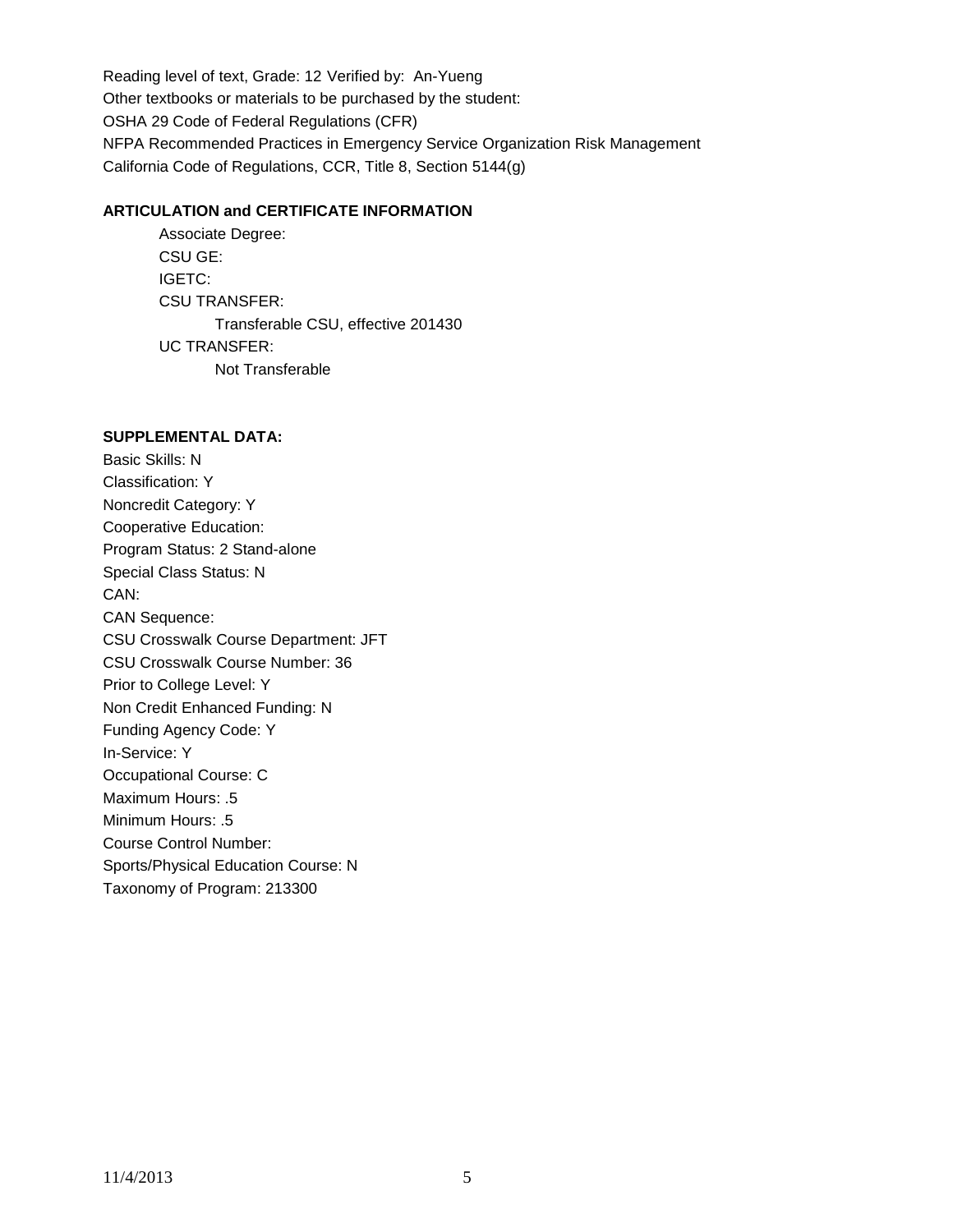Reading level of text, Grade: 12 Verified by: An-Yueng

Other textbooks or materials to be purchased by the student:

OSHA 29 Code of Federal Regulations (CFR)

NFPA Recommended Practices in Emergency Service Organization Risk Management

California Code of Regulations, CCR, Title 8, Section 5144(g)

**ARTICULATION and CERTIFICATE INFORMATION**

Associate Degree:

CSU GE:

IGETC:

CSU TRANSFER:

Transferable CSU, effective 201430

UC TRANSFER:

Not Transferable

**SUPPLEMENTAL DATA:**

Basic Skills: N

Classification: Y

Noncredit Category: Y

Cooperative Education:

Program Status: 2 Stand-alone

Special Class Status: N

CAN:

CAN Sequence:

CSU Crosswalk Course Department: JFT

CSU Crosswalk Course Number: 36

Prior to College Level: Y

Non Credit Enhanced Funding: N

Funding Agency Code: Y

In-Service: Y

Occupational Course: C

Maximum Hours: .5

Minimum Hours: .5

Course Control Number:

Sports/Physical Education Course: N

Taxonomy of Program: 213300